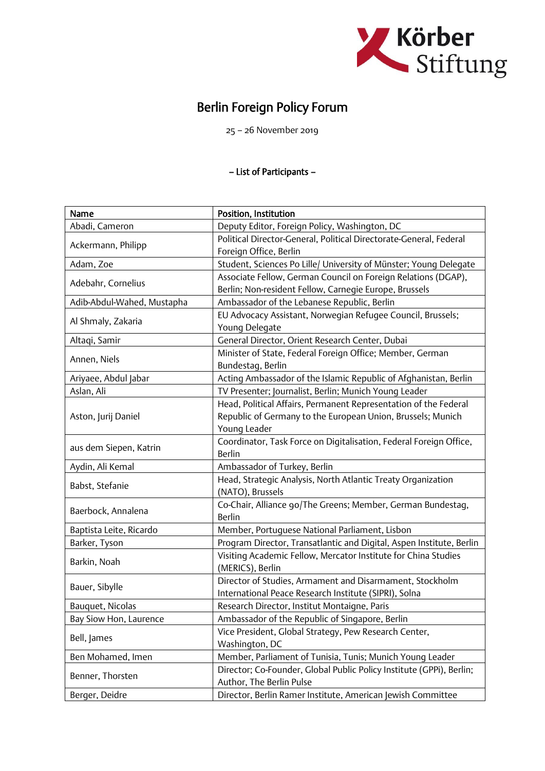# Berlin Foreign Policy Forum

25 – 26 November 2019

## – List of Participants –

| Name | Position, Institution |
|---|---|
| Abadi, Cameron | Deputy Editor, Foreign Policy, Washington, DC |
| Ackermann, Philipp | Political Director-General, Political Directorate-General, Federal Foreign Office, Berlin |
| Adam, Zoe | Student, Sciences Po Lille/ University of Münster; Young Delegate |
| Adebahr, Cornelius | Associate Fellow, German Council on Foreign Relations (DGAP), Berlin; Non-resident Fellow, Carnegie Europe, Brussels |
| Adib-Abdul-Wahed, Mustapha | Ambassador of the Lebanese Republic, Berlin |
| Al Shmaly, Zakaria | EU Advocacy Assistant, Norwegian Refugee Council, Brussels; Young Delegate |
| Altaqi, Samir | General Director, Orient Research Center, Dubai |
| Annen, Niels | Minister of State, Federal Foreign Office; Member, German Bundestag, Berlin |
| Ariyaee, Abdul Jabar | Acting Ambassador of the Islamic Republic of Afghanistan, Berlin |
| Aslan, Ali | TV Presenter; Journalist, Berlin; Munich Young Leader |
| Aston, Jurij Daniel | Head, Political Affairs, Permanent Representation of the Federal Republic of Germany to the European Union, Brussels; Munich Young Leader |
| aus dem Siepen, Katrin | Coordinator, Task Force on Digitalisation, Federal Foreign Office, Berlin |
| Aydin, Ali Kemal | Ambassador of Turkey, Berlin |
| Babst, Stefanie | Head, Strategic Analysis, North Atlantic Treaty Organization (NATO), Brussels |
| Baerbock, Annalena | Co-Chair, Alliance 90/The Greens; Member, German Bundestag, Berlin |
| Baptista Leite, Ricardo | Member, Portuguese National Parliament, Lisbon |
| Barker, Tyson | Program Director, Transatlantic and Digital, Aspen Institute, Berlin |
| Barkin, Noah | Visiting Academic Fellow, Mercator Institute for China Studies (MERICS), Berlin |
| Bauer, Sibylle | Director of Studies, Armament and Disarmament, Stockholm International Peace Research Institute (SIPRI), Solna |
| Bauquet, Nicolas | Research Director, Institut Montaigne, Paris |
| Bay Siow Hon, Laurence | Ambassador of the Republic of Singapore, Berlin |
| Bell, James | Vice President, Global Strategy, Pew Research Center, Washington, DC |
| Ben Mohamed, Imen | Member, Parliament of Tunisia, Tunis; Munich Young Leader |
| Benner, Thorsten | Director; Co-Founder, Global Public Policy Institute (GPPi), Berlin; Author, The Berlin Pulse |
| Berger, Deidre | Director, Berlin Ramer Institute, American Jewish Committee |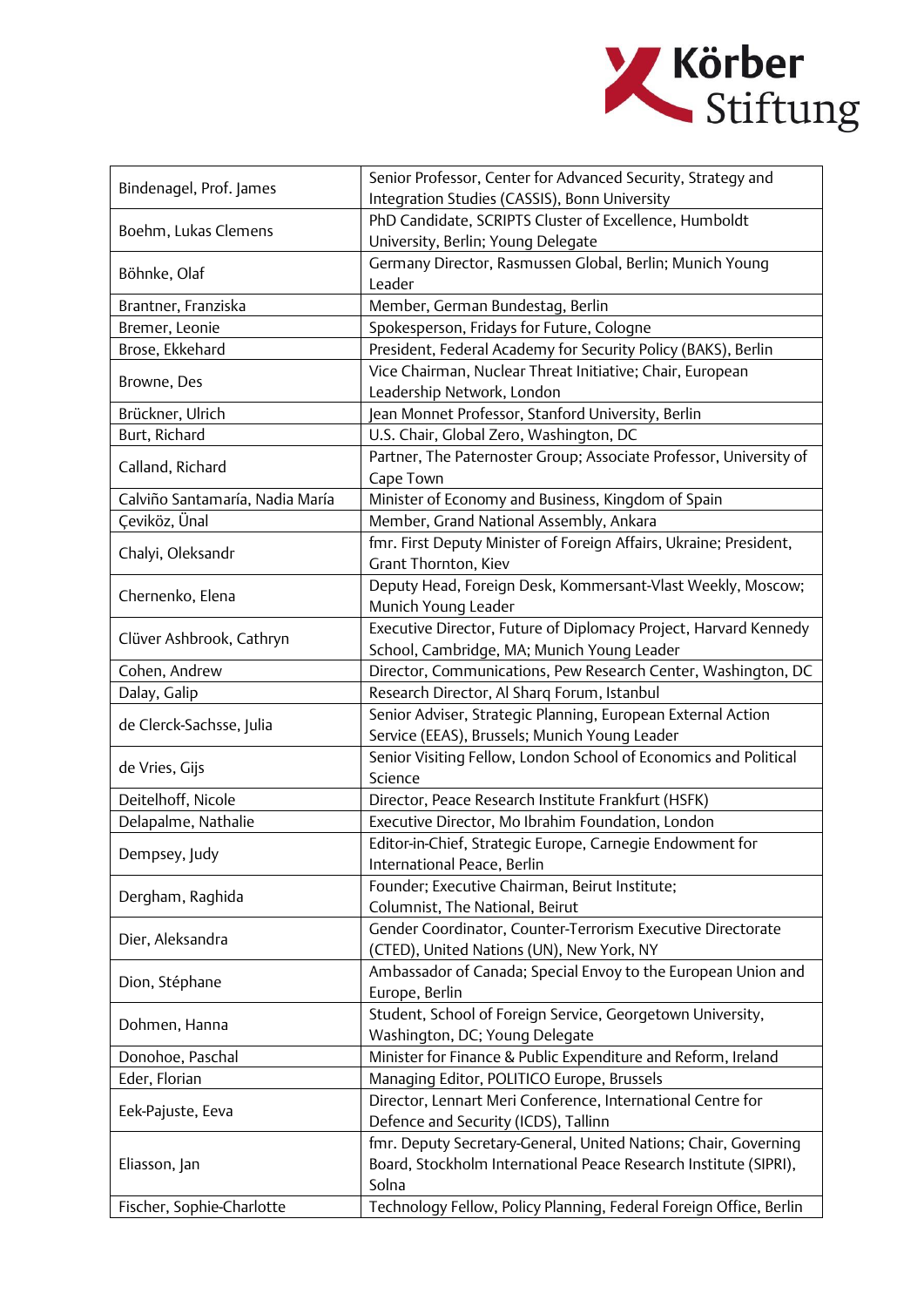| Bindenagel, Prof. James | Senior Professor, Center for Advanced Security, Strategy and Integration Studies (CASSIS), Bonn University |
|---|---|
| Boehm, Lukas Clemens | PhD Candidate, SCRIPTS Cluster of Excellence, Humboldt University, Berlin; Young Delegate |
| Böhnke, Olaf | Germany Director, Rasmussen Global, Berlin; Munich Young Leader |
| Brantner, Franziska | Member, German Bundestag, Berlin |
| Bremer, Leonie | Spokesperson, Fridays for Future, Cologne |
| Brose, Ekkehard | President, Federal Academy for Security Policy (BAKS), Berlin |
| Browne, Des | Vice Chairman, Nuclear Threat Initiative; Chair, European Leadership Network, London |
| Brückner, Ulrich | Jean Monnet Professor, Stanford University, Berlin |
| Burt, Richard | U.S. Chair, Global Zero, Washington, DC |
| Calland, Richard | Partner, The Paternoster Group; Associate Professor, University of Cape Town |
| Calviño Santamaría, Nadia María | Minister of Economy and Business, Kingdom of Spain |
| Çeviköz, Ünal | Member, Grand National Assembly, Ankara |
| Chalyi, Oleksandr | fmr. First Deputy Minister of Foreign Affairs, Ukraine; President, Grant Thornton, Kiev |
| Chernenko, Elena | Deputy Head, Foreign Desk, Kommersant-Vlast Weekly, Moscow; Munich Young Leader |
| Clüver Ashbrook, Cathryn | Executive Director, Future of Diplomacy Project, Harvard Kennedy School, Cambridge, MA; Munich Young Leader |
| Cohen, Andrew | Director, Communications, Pew Research Center, Washington, DC |
| Dalay, Galip | Research Director, Al Sharq Forum, Istanbul |
| de Clerck-Sachsse, Julia | Senior Adviser, Strategic Planning, European External Action Service (EEAS), Brussels; Munich Young Leader |
| de Vries, Gijs | Senior Visiting Fellow, London School of Economics and Political Science |
| Deitelhoff, Nicole | Director, Peace Research Institute Frankfurt (HSFK) |
| Delapalme, Nathalie | Executive Director, Mo Ibrahim Foundation, London |
| Dempsey, Judy | Editor-in-Chief, Strategic Europe, Carnegie Endowment for International Peace, Berlin |
| Dergham, Raghida | Founder; Executive Chairman, Beirut Institute; Columnist, The National, Beirut |
| Dier, Aleksandra | Gender Coordinator, Counter-Terrorism Executive Directorate (CTED), United Nations (UN), New York, NY |
| Dion, Stéphane | Ambassador of Canada; Special Envoy to the European Union and Europe, Berlin |
| Dohmen, Hanna | Student, School of Foreign Service, Georgetown University, Washington, DC; Young Delegate |
| Donohoe, Paschal | Minister for Finance & Public Expenditure and Reform, Ireland |
| Eder, Florian | Managing Editor, POLITICO Europe, Brussels |
| Eek-Pajuste, Eeva | Director, Lennart Meri Conference, International Centre for Defence and Security (ICDS), Tallinn |
| Eliasson, Jan | fmr. Deputy Secretary-General, United Nations; Chair, Governing Board, Stockholm International Peace Research Institute (SIPRI), Solna |
| Fischer, Sophie-Charlotte | Technology Fellow, Policy Planning, Federal Foreign Office, Berlin |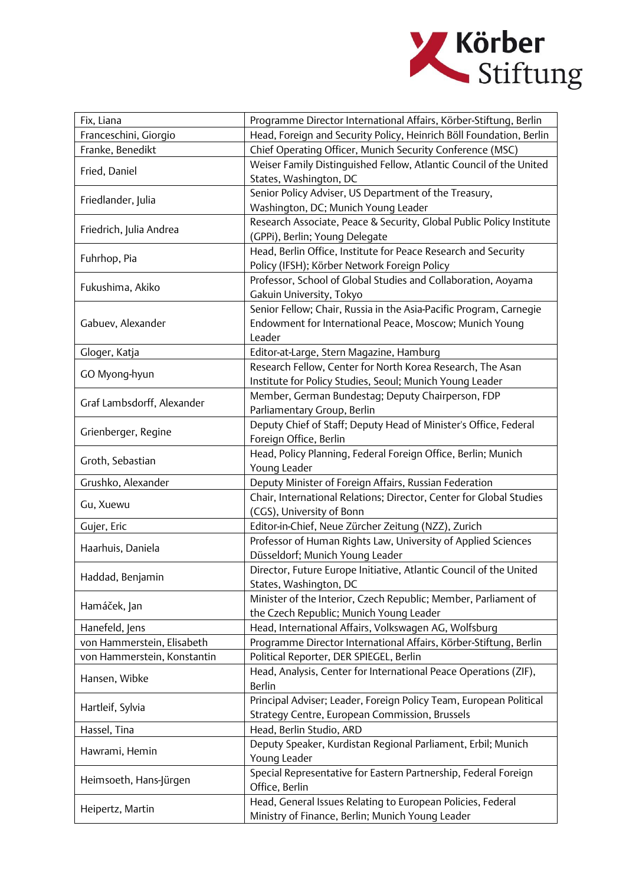| Fix, Liana | Programme Director International Affairs, Körber-Stiftung, Berlin |
|---|---|
| Franceschini, Giorgio | Head, Foreign and Security Policy, Heinrich Böll Foundation, Berlin |
| Franke, Benedikt | Chief Operating Officer, Munich Security Conference (MSC) |
| Fried, Daniel | Weiser Family Distinguished Fellow, Atlantic Council of the United States, Washington, DC |
| Friedlander, Julia | Senior Policy Adviser, US Department of the Treasury, Washington, DC; Munich Young Leader |
| Friedrich, Julia Andrea | Research Associate, Peace & Security, Global Public Policy Institute (GPPi), Berlin; Young Delegate |
| Fuhrhop, Pia | Head, Berlin Office, Institute for Peace Research and Security Policy (IFSH); Körber Network Foreign Policy |
| Fukushima, Akiko | Professor, School of Global Studies and Collaboration, Aoyama Gakuin University, Tokyo |
| Gabuev, Alexander | Senior Fellow; Chair, Russia in the Asia-Pacific Program, Carnegie Endowment for International Peace, Moscow; Munich Young Leader |
| Gloger, Katja | Editor-at-Large, Stern Magazine, Hamburg |
| GO Myong-hyun | Research Fellow, Center for North Korea Research, The Asan Institute for Policy Studies, Seoul; Munich Young Leader |
| Graf Lambsdorff, Alexander | Member, German Bundestag; Deputy Chairperson, FDP Parliamentary Group, Berlin |
| Grienberger, Regine | Deputy Chief of Staff; Deputy Head of Minister's Office, Federal Foreign Office, Berlin |
| Groth, Sebastian | Head, Policy Planning, Federal Foreign Office, Berlin; Munich Young Leader |
| Grushko, Alexander | Deputy Minister of Foreign Affairs, Russian Federation |
| Gu, Xuewu | Chair, International Relations; Director, Center for Global Studies (CGS), University of Bonn |
| Gujer, Eric | Editor-in-Chief, Neue Zürcher Zeitung (NZZ), Zurich |
| Haarhuis, Daniela | Professor of Human Rights Law, University of Applied Sciences Düsseldorf; Munich Young Leader |
| Haddad, Benjamin | Director, Future Europe Initiative, Atlantic Council of the United States, Washington, DC |
| Hamáček, Jan | Minister of the Interior, Czech Republic; Member, Parliament of the Czech Republic; Munich Young Leader |
| Hanefeld, Jens | Head, International Affairs, Volkswagen AG, Wolfsburg |
| von Hammerstein, Elisabeth | Programme Director International Affairs, Körber-Stiftung, Berlin |
| von Hammerstein, Konstantin | Political Reporter, DER SPIEGEL, Berlin |
| Hansen, Wibke | Head, Analysis, Center for International Peace Operations (ZIF), Berlin |
| Hartleif, Sylvia | Principal Adviser; Leader, Foreign Policy Team, European Political Strategy Centre, European Commission, Brussels |
| Hassel, Tina | Head, Berlin Studio, ARD |
| Hawrami, Hemin | Deputy Speaker, Kurdistan Regional Parliament, Erbil; Munich Young Leader |
| Heimsoeth, Hans-Jürgen | Special Representative for Eastern Partnership, Federal Foreign Office, Berlin |
| Heipertz, Martin | Head, General Issues Relating to European Policies, Federal Ministry of Finance, Berlin; Munich Young Leader |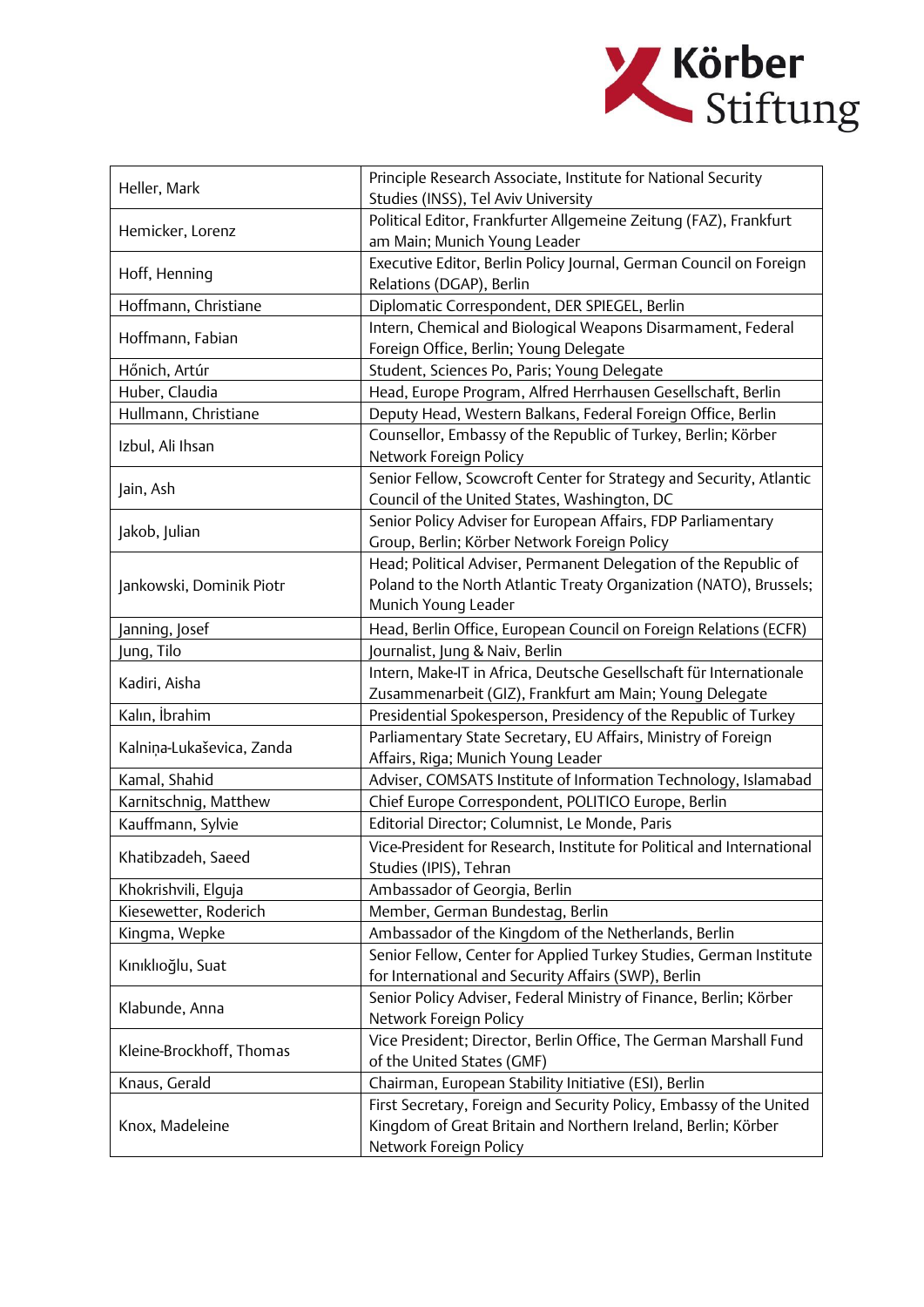| | |
|---|---|
| Heller, Mark | Principle Research Associate, Institute for National Security Studies (INSS), Tel Aviv University |
| Hemicker, Lorenz | Political Editor, Frankfurter Allgemeine Zeitung (FAZ), Frankfurt am Main; Munich Young Leader |
| Hoff, Henning | Executive Editor, Berlin Policy Journal, German Council on Foreign Relations (DGAP), Berlin |
| Hoffmann, Christiane | Diplomatic Correspondent, DER SPIEGEL, Berlin |
| Hoffmann, Fabian | Intern, Chemical and Biological Weapons Disarmament, Federal Foreign Office, Berlin; Young Delegate |
| Hőnich, Artúr | Student, Sciences Po, Paris; Young Delegate |
| Huber, Claudia | Head, Europe Program, Alfred Herrhausen Gesellschaft, Berlin |
| Hullmann, Christiane | Deputy Head, Western Balkans, Federal Foreign Office, Berlin |
| Izbul, Ali Ihsan | Counsellor, Embassy of the Republic of Turkey, Berlin; Körber Network Foreign Policy |
| Jain, Ash | Senior Fellow, Scowcroft Center for Strategy and Security, Atlantic Council of the United States, Washington, DC |
| Jakob, Julian | Senior Policy Adviser for European Affairs, FDP Parliamentary Group, Berlin; Körber Network Foreign Policy |
| Jankowski, Dominik Piotr | Head; Political Adviser, Permanent Delegation of the Republic of Poland to the North Atlantic Treaty Organization (NATO), Brussels; Munich Young Leader |
| Janning, Josef | Head, Berlin Office, European Council on Foreign Relations (ECFR) |
| Jung, Tilo | Journalist, Jung & Naiv, Berlin |
| Kadiri, Aisha | Intern, Make-IT in Africa, Deutsche Gesellschaft für Internationale Zusammenarbeit (GIZ), Frankfurt am Main; Young Delegate |
| Kalın, İbrahim | Presidential Spokesperson, Presidency of the Republic of Turkey |
| Kalniņa-Lukaševica, Zanda | Parliamentary State Secretary, EU Affairs, Ministry of Foreign Affairs, Riga; Munich Young Leader |
| Kamal, Shahid | Adviser, COMSATS Institute of Information Technology, Islamabad |
| Karnitschnig, Matthew | Chief Europe Correspondent, POLITICO Europe, Berlin |
| Kauffmann, Sylvie | Editorial Director; Columnist, Le Monde, Paris |
| Khatibzadeh, Saeed | Vice-President for Research, Institute for Political and International Studies (IPIS), Tehran |
| Khokrishvili, Elguja | Ambassador of Georgia, Berlin |
| Kiesewetter, Roderich | Member, German Bundestag, Berlin |
| Kingma, Wepke | Ambassador of the Kingdom of the Netherlands, Berlin |
| Kınıklıoğlu, Suat | Senior Fellow, Center for Applied Turkey Studies, German Institute for International and Security Affairs (SWP), Berlin |
| Klabunde, Anna | Senior Policy Adviser, Federal Ministry of Finance, Berlin; Körber Network Foreign Policy |
| Kleine-Brockhoff, Thomas | Vice President; Director, Berlin Office, The German Marshall Fund of the United States (GMF) |
| Knaus, Gerald | Chairman, European Stability Initiative (ESI), Berlin |
| Knox, Madeleine | First Secretary, Foreign and Security Policy, Embassy of the United Kingdom of Great Britain and Northern Ireland, Berlin; Körber Network Foreign Policy |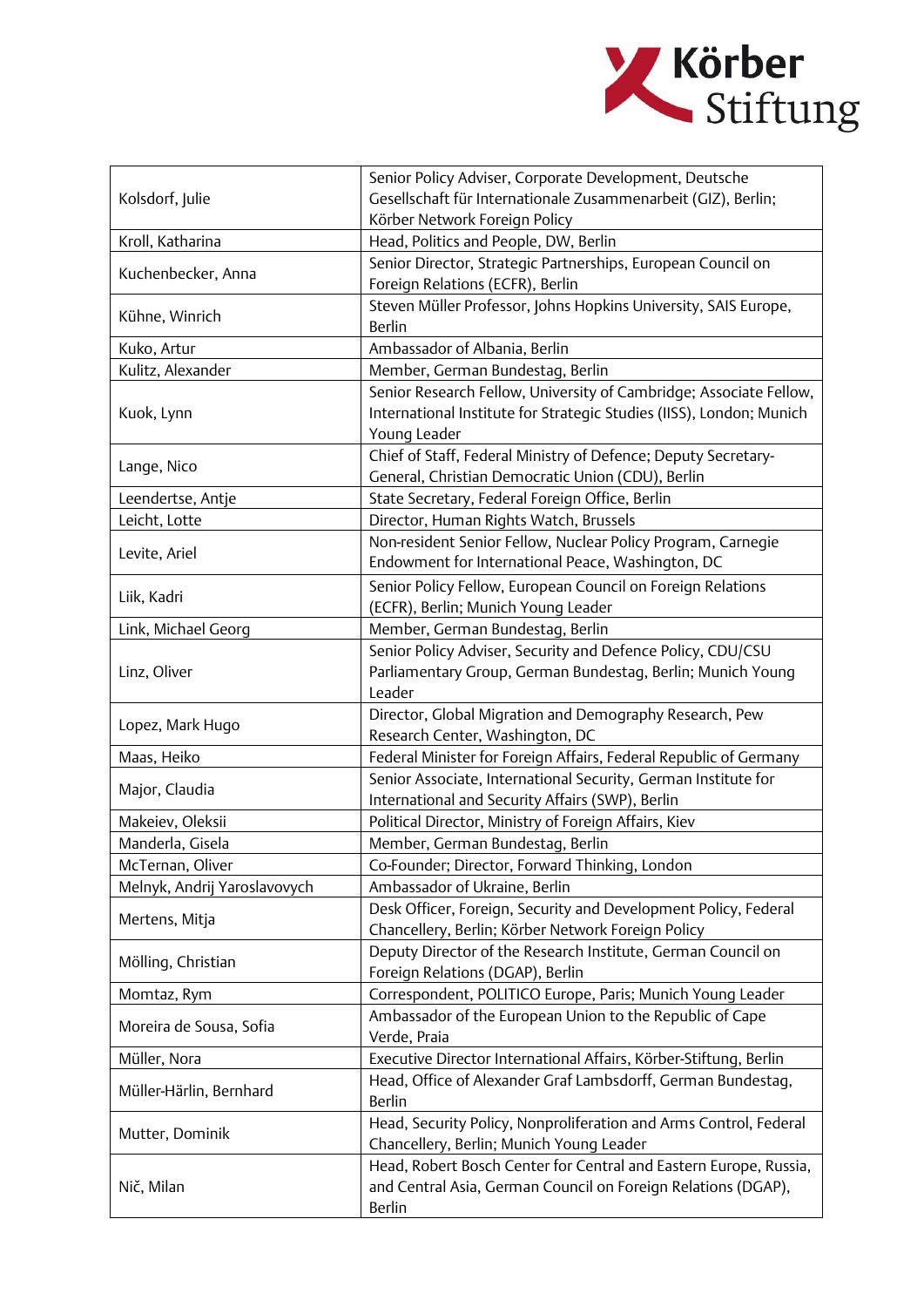| | |
|---|---|
| Kolsdorf, Julie | Senior Policy Adviser, Corporate Development, Deutsche Gesellschaft für Internationale Zusammenarbeit (GIZ), Berlin; Körber Network Foreign Policy |
| Kroll, Katharina | Head, Politics and People, DW, Berlin |
| Kuchenbecker, Anna | Senior Director, Strategic Partnerships, European Council on Foreign Relations (ECFR), Berlin |
| Kühne, Winrich | Steven Müller Professor, Johns Hopkins University, SAIS Europe, Berlin |
| Kuko, Artur | Ambassador of Albania, Berlin |
| Kulitz, Alexander | Member, German Bundestag, Berlin |
| Kuok, Lynn | Senior Research Fellow, University of Cambridge; Associate Fellow, International Institute for Strategic Studies (IISS), London; Munich Young Leader |
| Lange, Nico | Chief of Staff, Federal Ministry of Defence; Deputy Secretary-General, Christian Democratic Union (CDU), Berlin |
| Leendertse, Antje | State Secretary, Federal Foreign Office, Berlin |
| Leicht, Lotte | Director, Human Rights Watch, Brussels |
| Levite, Ariel | Non-resident Senior Fellow, Nuclear Policy Program, Carnegie Endowment for International Peace, Washington, DC |
| Liik, Kadri | Senior Policy Fellow, European Council on Foreign Relations (ECFR), Berlin; Munich Young Leader |
| Link, Michael Georg | Member, German Bundestag, Berlin |
| Linz, Oliver | Senior Policy Adviser, Security and Defence Policy, CDU/CSU Parliamentary Group, German Bundestag, Berlin; Munich Young Leader |
| Lopez, Mark Hugo | Director, Global Migration and Demography Research, Pew Research Center, Washington, DC |
| Maas, Heiko | Federal Minister for Foreign Affairs, Federal Republic of Germany |
| Major, Claudia | Senior Associate, International Security, German Institute for International and Security Affairs (SWP), Berlin |
| Makeiev, Oleksii | Political Director, Ministry of Foreign Affairs, Kiev |
| Manderla, Gisela | Member, German Bundestag, Berlin |
| McTernan, Oliver | Co-Founder; Director, Forward Thinking, London |
| Melnyk, Andrij Yaroslavovych | Ambassador of Ukraine, Berlin |
| Mertens, Mitja | Desk Officer, Foreign, Security and Development Policy, Federal Chancellery, Berlin; Körber Network Foreign Policy |
| Mölling, Christian | Deputy Director of the Research Institute, German Council on Foreign Relations (DGAP), Berlin |
| Momtaz, Rym | Correspondent, POLITICO Europe, Paris; Munich Young Leader |
| Moreira de Sousa, Sofia | Ambassador of the European Union to the Republic of Cape Verde, Praia |
| Müller, Nora | Executive Director International Affairs, Körber-Stiftung, Berlin |
| Müller-Härlin, Bernhard | Head, Office of Alexander Graf Lambsdorff, German Bundestag, Berlin |
| Mutter, Dominik | Head, Security Policy, Nonproliferation and Arms Control, Federal Chancellery, Berlin; Munich Young Leader |
| Nič, Milan | Head, Robert Bosch Center for Central and Eastern Europe, Russia, and Central Asia, German Council on Foreign Relations (DGAP), Berlin |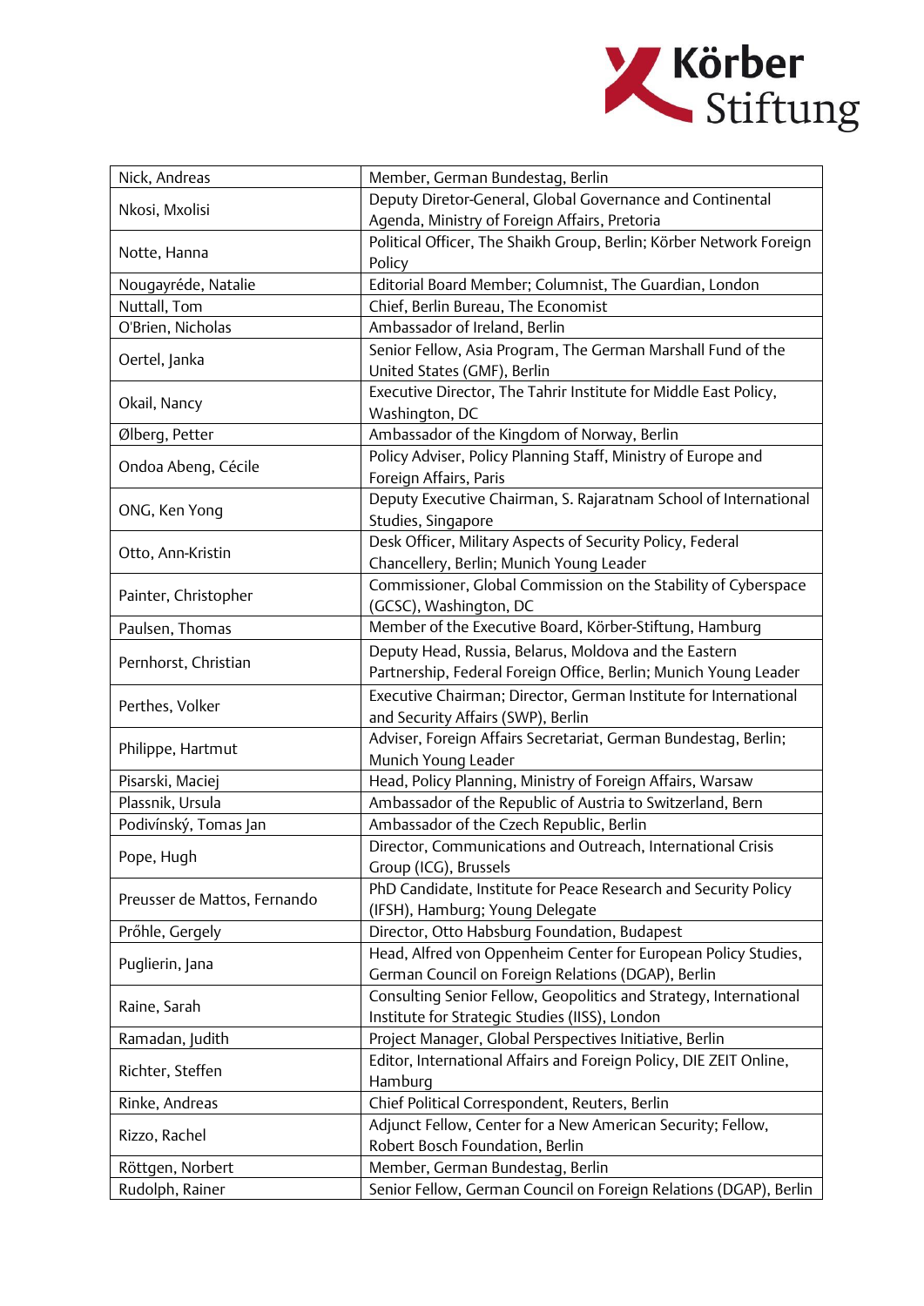| Nick, Andreas | Member, German Bundestag, Berlin |
|---|---|
| Nkosi, Mxolisi | Deputy Diretor-General, Global Governance and Continental Agenda, Ministry of Foreign Affairs, Pretoria |
| Notte, Hanna | Political Officer, The Shaikh Group, Berlin; Körber Network Foreign Policy |
| Nougayréde, Natalie | Editorial Board Member; Columnist, The Guardian, London |
| Nuttall, Tom | Chief, Berlin Bureau, The Economist |
| O'Brien, Nicholas | Ambassador of Ireland, Berlin |
| Oertel, Janka | Senior Fellow, Asia Program, The German Marshall Fund of the United States (GMF), Berlin |
| Okail, Nancy | Executive Director, The Tahrir Institute for Middle East Policy, Washington, DC |
| Ølberg, Petter | Ambassador of the Kingdom of Norway, Berlin |
| Ondoa Abeng, Cécile | Policy Adviser, Policy Planning Staff, Ministry of Europe and Foreign Affairs, Paris |
| ONG, Ken Yong | Deputy Executive Chairman, S. Rajaratnam School of International Studies, Singapore |
| Otto, Ann-Kristin | Desk Officer, Military Aspects of Security Policy, Federal Chancellery, Berlin; Munich Young Leader |
| Painter, Christopher | Commissioner, Global Commission on the Stability of Cyberspace (GCSC), Washington, DC |
| Paulsen, Thomas | Member of the Executive Board, Körber-Stiftung, Hamburg |
| Pernhorst, Christian | Deputy Head, Russia, Belarus, Moldova and the Eastern Partnership, Federal Foreign Office, Berlin; Munich Young Leader |
| Perthes, Volker | Executive Chairman; Director, German Institute for International and Security Affairs (SWP), Berlin |
| Philippe, Hartmut | Adviser, Foreign Affairs Secretariat, German Bundestag, Berlin; Munich Young Leader |
| Pisarski, Maciej | Head, Policy Planning, Ministry of Foreign Affairs, Warsaw |
| Plassnik, Ursula | Ambassador of the Republic of Austria to Switzerland, Bern |
| Podivínský, Tomas Jan | Ambassador of the Czech Republic, Berlin |
| Pope, Hugh | Director, Communications and Outreach, International Crisis Group (ICG), Brussels |
| Preusser de Mattos, Fernando | PhD Candidate, Institute for Peace Research and Security Policy (IFSH), Hamburg; Young Delegate |
| Prőhle, Gergely | Director, Otto Habsburg Foundation, Budapest |
| Puglierin, Jana | Head, Alfred von Oppenheim Center for European Policy Studies, German Council on Foreign Relations (DGAP), Berlin |
| Raine, Sarah | Consulting Senior Fellow, Geopolitics and Strategy, International Institute for Strategic Studies (IISS), London |
| Ramadan, Judith | Project Manager, Global Perspectives Initiative, Berlin |
| Richter, Steffen | Editor, International Affairs and Foreign Policy, DIE ZEIT Online, Hamburg |
| Rinke, Andreas | Chief Political Correspondent, Reuters, Berlin |
| Rizzo, Rachel | Adjunct Fellow, Center for a New American Security; Fellow, Robert Bosch Foundation, Berlin |
| Röttgen, Norbert | Member, German Bundestag, Berlin |
| Rudolph, Rainer | Senior Fellow, German Council on Foreign Relations (DGAP), Berlin |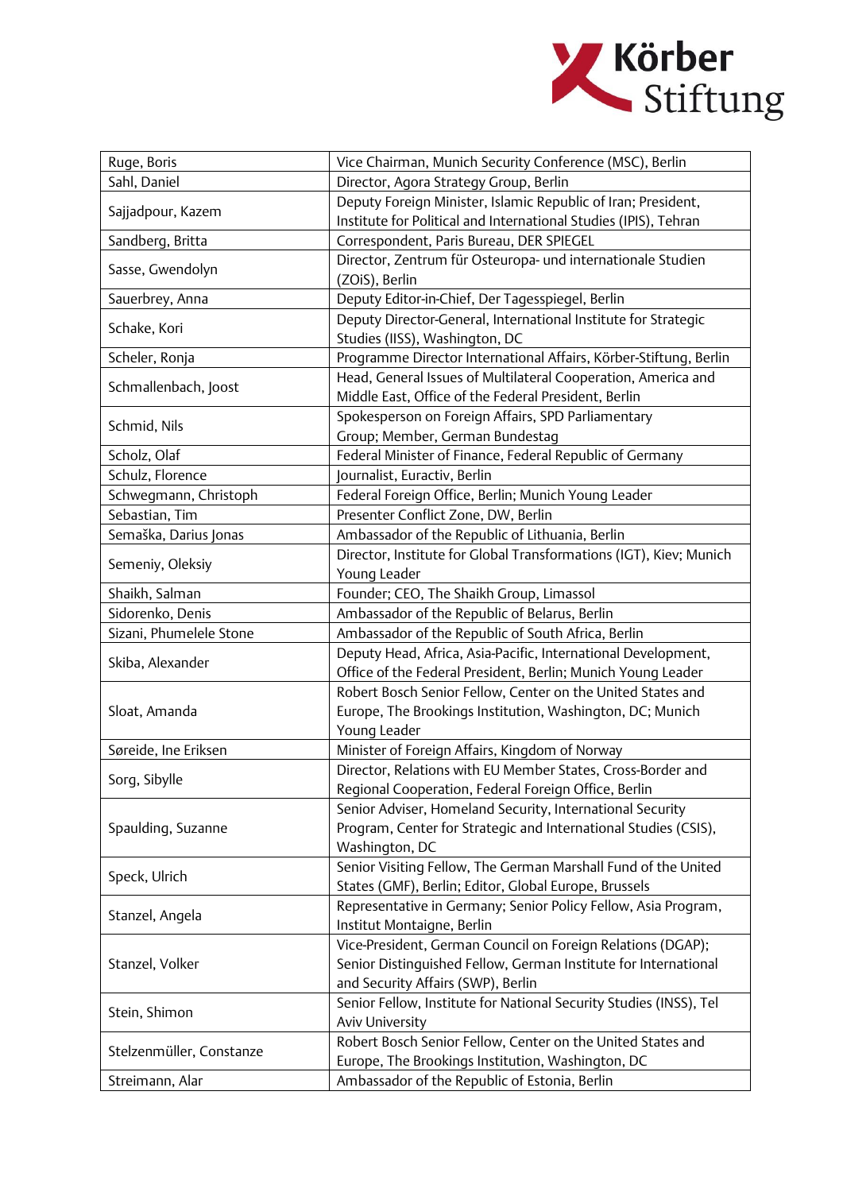| Ruge, Boris | Vice Chairman, Munich Security Conference (MSC), Berlin |
|---|---|
| Sahl, Daniel | Director, Agora Strategy Group, Berlin |
| Sajjadpour, Kazem | Deputy Foreign Minister, Islamic Republic of Iran; President, Institute for Political and International Studies (IPIS), Tehran |
| Sandberg, Britta | Correspondent, Paris Bureau, DER SPIEGEL |
| Sasse, Gwendolyn | Director, Zentrum für Osteuropa- und internationale Studien (ZOiS), Berlin |
| Sauerbrey, Anna | Deputy Editor-in-Chief, Der Tagesspiegel, Berlin |
| Schake, Kori | Deputy Director-General, International Institute for Strategic Studies (IISS), Washington, DC |
| Scheler, Ronja | Programme Director International Affairs, Körber-Stiftung, Berlin |
| Schmallenbach, Joost | Head, General Issues of Multilateral Cooperation, America and Middle East, Office of the Federal President, Berlin |
| Schmid, Nils | Spokesperson on Foreign Affairs, SPD Parliamentary Group; Member, German Bundestag |
| Scholz, Olaf | Federal Minister of Finance, Federal Republic of Germany |
| Schulz, Florence | Journalist, Euractiv, Berlin |
| Schwegmann, Christoph | Federal Foreign Office, Berlin; Munich Young Leader |
| Sebastian, Tim | Presenter Conflict Zone, DW, Berlin |
| Semaška, Darius Jonas | Ambassador of the Republic of Lithuania, Berlin |
| Semeniy, Oleksiy | Director, Institute for Global Transformations (IGT), Kiev; Munich Young Leader |
| Shaikh, Salman | Founder; CEO, The Shaikh Group, Limassol |
| Sidorenko, Denis | Ambassador of the Republic of Belarus, Berlin |
| Sizani, Phumelele Stone | Ambassador of the Republic of South Africa, Berlin |
| Skiba, Alexander | Deputy Head, Africa, Asia-Pacific, International Development, Office of the Federal President, Berlin; Munich Young Leader |
| Sloat, Amanda | Robert Bosch Senior Fellow, Center on the United States and Europe, The Brookings Institution, Washington, DC; Munich Young Leader |
| Søreide, Ine Eriksen | Minister of Foreign Affairs, Kingdom of Norway |
| Sorg, Sibylle | Director, Relations with EU Member States, Cross-Border and Regional Cooperation, Federal Foreign Office, Berlin |
| Spaulding, Suzanne | Senior Adviser, Homeland Security, International Security Program, Center for Strategic and International Studies (CSIS), Washington, DC |
| Speck, Ulrich | Senior Visiting Fellow, The German Marshall Fund of the United States (GMF), Berlin; Editor, Global Europe, Brussels |
| Stanzel, Angela | Representative in Germany; Senior Policy Fellow, Asia Program, Institut Montaigne, Berlin |
| Stanzel, Volker | Vice-President, German Council on Foreign Relations (DGAP); Senior Distinguished Fellow, German Institute for International and Security Affairs (SWP), Berlin |
| Stein, Shimon | Senior Fellow, Institute for National Security Studies (INSS), Tel Aviv University |
| Stelzenmüller, Constanze | Robert Bosch Senior Fellow, Center on the United States and Europe, The Brookings Institution, Washington, DC |
| Streimann, Alar | Ambassador of the Republic of Estonia, Berlin |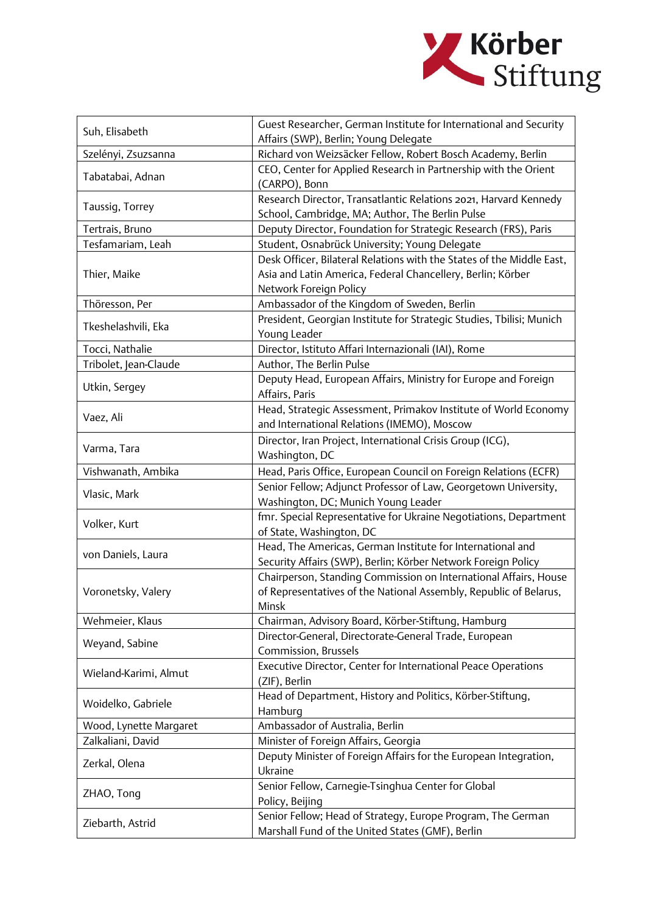| Suh, Elisabeth | Guest Researcher, German Institute for International and Security Affairs (SWP), Berlin; Young Delegate |
|---|---|
| Szelényi, Zsuzsanna | Richard von Weizsäcker Fellow, Robert Bosch Academy, Berlin |
| Tabatabai, Adnan | CEO, Center for Applied Research in Partnership with the Orient (CARPO), Bonn |
| Taussig, Torrey | Research Director, Transatlantic Relations 2021, Harvard Kennedy School, Cambridge, MA; Author, The Berlin Pulse |
| Tertrais, Bruno | Deputy Director, Foundation for Strategic Research (FRS), Paris |
| Tesfamariam, Leah | Student, Osnabrück University; Young Delegate |
| Thier, Maike | Desk Officer, Bilateral Relations with the States of the Middle East, Asia and Latin America, Federal Chancellery, Berlin; Körber Network Foreign Policy |
| Thöresson, Per | Ambassador of the Kingdom of Sweden, Berlin |
| Tkeshelashvili, Eka | President, Georgian Institute for Strategic Studies, Tbilisi; Munich Young Leader |
| Tocci, Nathalie | Director, Istituto Affari Internazionali (IAI), Rome |
| Tribolet, Jean-Claude | Author, The Berlin Pulse |
| Utkin, Sergey | Deputy Head, European Affairs, Ministry for Europe and Foreign Affairs, Paris |
| Vaez, Ali | Head, Strategic Assessment, Primakov Institute of World Economy and International Relations (IMEMO), Moscow |
| Varma, Tara | Director, Iran Project, International Crisis Group (ICG), Washington, DC |
| Vishwanath, Ambika | Head, Paris Office, European Council on Foreign Relations (ECFR) |
| Vlasic, Mark | Senior Fellow; Adjunct Professor of Law, Georgetown University, Washington, DC; Munich Young Leader |
| Volker, Kurt | fmr. Special Representative for Ukraine Negotiations, Department of State, Washington, DC |
| von Daniels, Laura | Head, The Americas, German Institute for International and Security Affairs (SWP), Berlin; Körber Network Foreign Policy |
| Voronetsky, Valery | Chairperson, Standing Commission on International Affairs, House of Representatives of the National Assembly, Republic of Belarus, Minsk |
| Wehmeier, Klaus | Chairman, Advisory Board, Körber-Stiftung, Hamburg |
| Weyand, Sabine | Director-General, Directorate-General Trade, European Commission, Brussels |
| Wieland-Karimi, Almut | Executive Director, Center for International Peace Operations (ZIF), Berlin |
| Woidelko, Gabriele | Head of Department, History and Politics, Körber-Stiftung, Hamburg |
| Wood, Lynette Margaret | Ambassador of Australia, Berlin |
| Zalkaliani, David | Minister of Foreign Affairs, Georgia |
| Zerkal, Olena | Deputy Minister of Foreign Affairs for the European Integration, Ukraine |
| ZHAO, Tong | Senior Fellow, Carnegie-Tsinghua Center for Global Policy, Beijing |
| Ziebarth, Astrid | Senior Fellow; Head of Strategy, Europe Program, The German Marshall Fund of the United States (GMF), Berlin |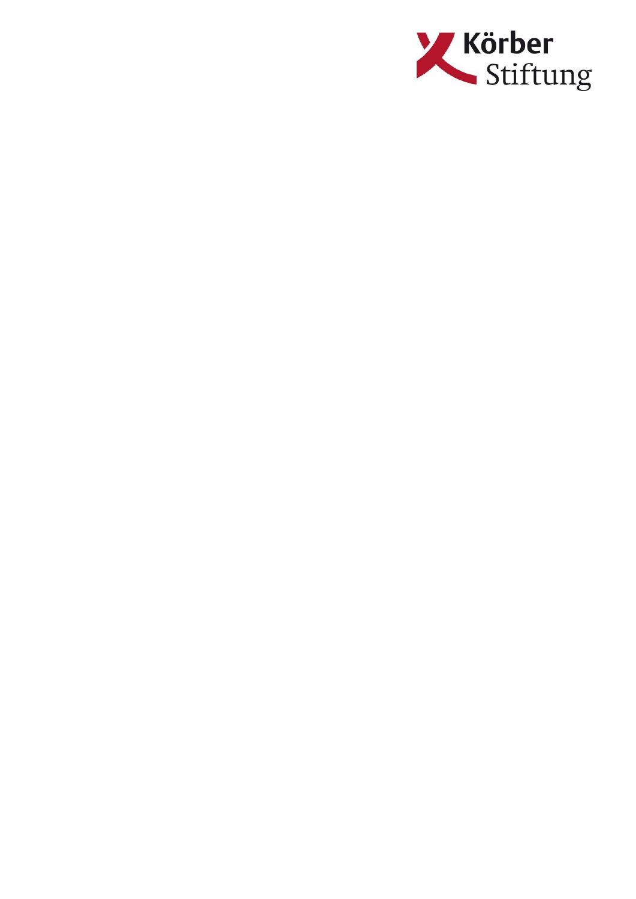Körber Stiftung